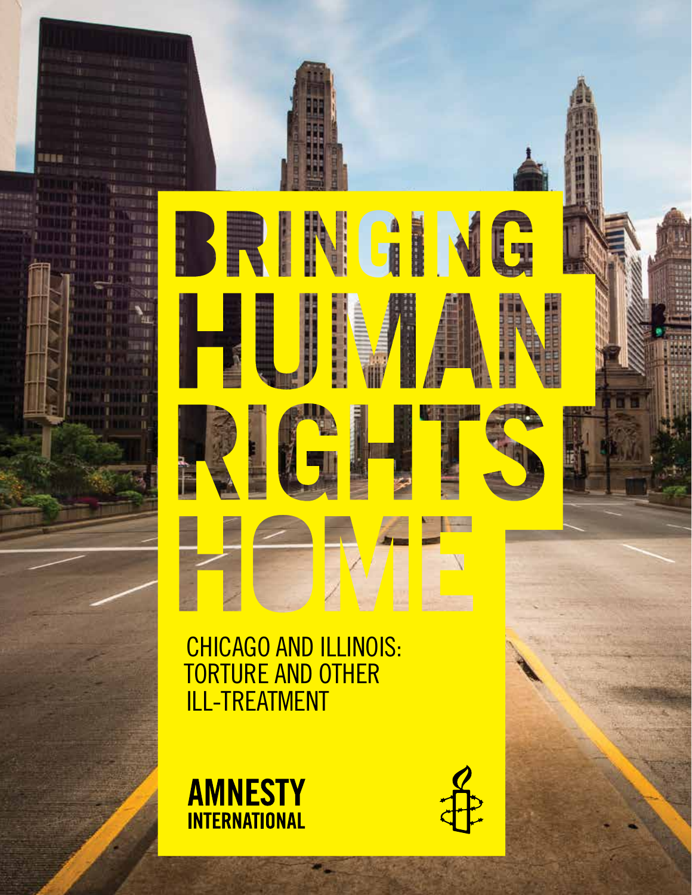# BRINGING HUMAN RIGHTS HOME

## CHICAGO AND ILLINOIS: TORTURE AND OTHER ILL-TREATMENT

**AMNESTY INTERNATIONAL**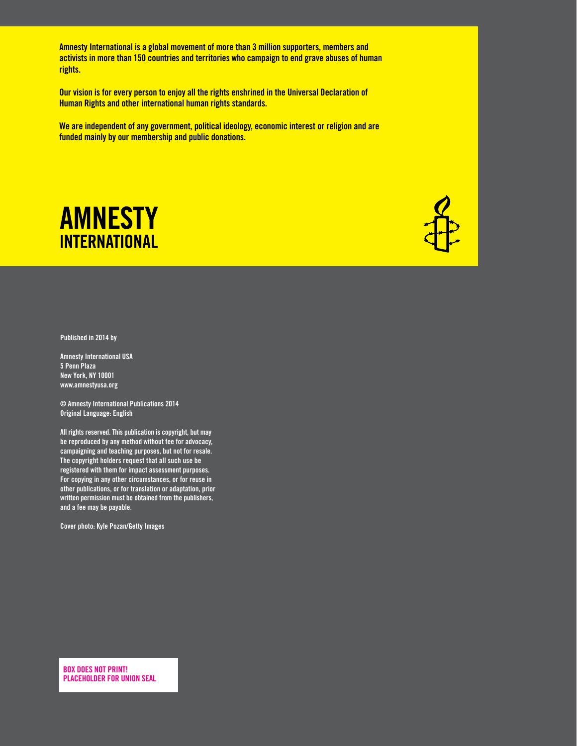Amnesty International is a global movement of more than 3 million supporters, members and activists in more than 150 countries and territories who campaign to end grave abuses of human rights.

Our vision is for every person to enjoy all the rights enshrined in the Universal Declaration of Human Rights and other international human rights standards.

We are independent of any government, political ideology, economic interest or religion and are funded mainly by our membership and public donations.

**AMNESTY INTERNATIONAL**

Published in 2014 by

Amnesty International USA
5 Penn Plaza
New York, NY 10001
www.amnestyusa.org

© Amnesty International Publications 2014
Original Language: English

All rights reserved. This publication is copyright, but may be reproduced by any method without fee for advocacy, campaigning and teaching purposes, but not for resale. The copyright holders request that all such use be registered with them for impact assessment purposes. For copying in any other circumstances, or for reuse in other publications, or for translation or adaptation, prior written permission must be obtained from the publishers, and a fee may be payable.

Cover photo: Kyle Pozan/Getty Images

BOX DOES NOT PRINT!
PLACEHOLDER FOR UNION SEAL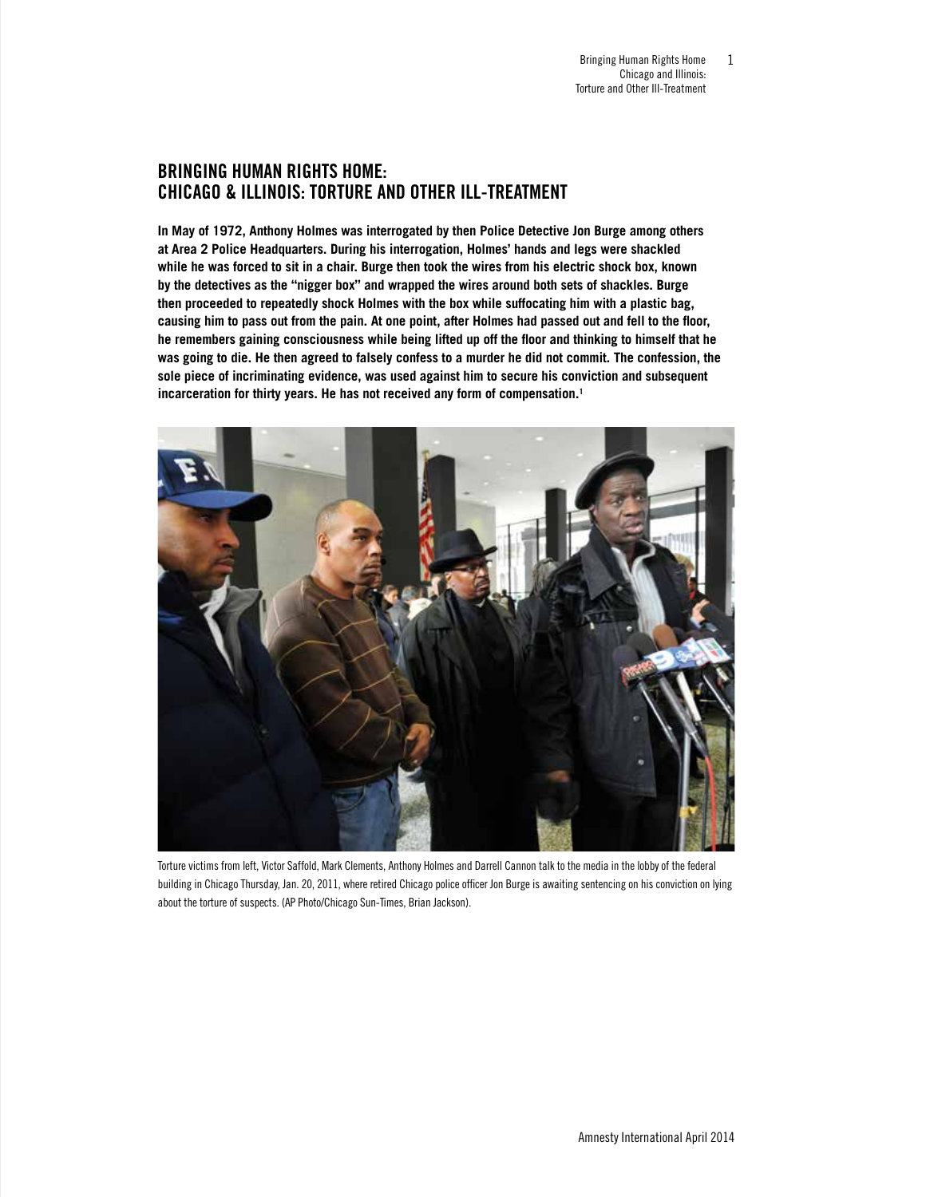## BRINGING HUMAN RIGHTS HOME: CHICAGO & ILLINOIS: TORTURE AND OTHER ILL-TREATMENT

**In May of 1972, Anthony Holmes was interrogated by then Police Detective Jon Burge among others at Area 2 Police Headquarters. During his interrogation, Holmes' hands and legs were shackled while he was forced to sit in a chair. Burge then took the wires from his electric shock box, known by the detectives as the "nigger box" and wrapped the wires around both sets of shackles. Burge then proceeded to repeatedly shock Holmes with the box while suffocating him with a plastic bag, causing him to pass out from the pain. At one point, after Holmes had passed out and fell to the floor, he remembers gaining consciousness while being lifted up off the floor and thinking to himself that he was going to die. He then agreed to falsely confess to a murder he did not commit. The confession, the sole piece of incriminating evidence, was used against him to secure his conviction and subsequent incarceration for thirty years. He has not received any form of compensation.[1]**

Torture victims from left, Victor Saffold, Mark Clements, Anthony Holmes and Darrell Cannon talk to the media in the lobby of the federal building in Chicago Thursday, Jan. 20, 2011, where retired Chicago police officer Jon Burge is awaiting sentencing on his conviction on lying about the torture of suspects. (AP Photo/Chicago Sun-Times, Brian Jackson).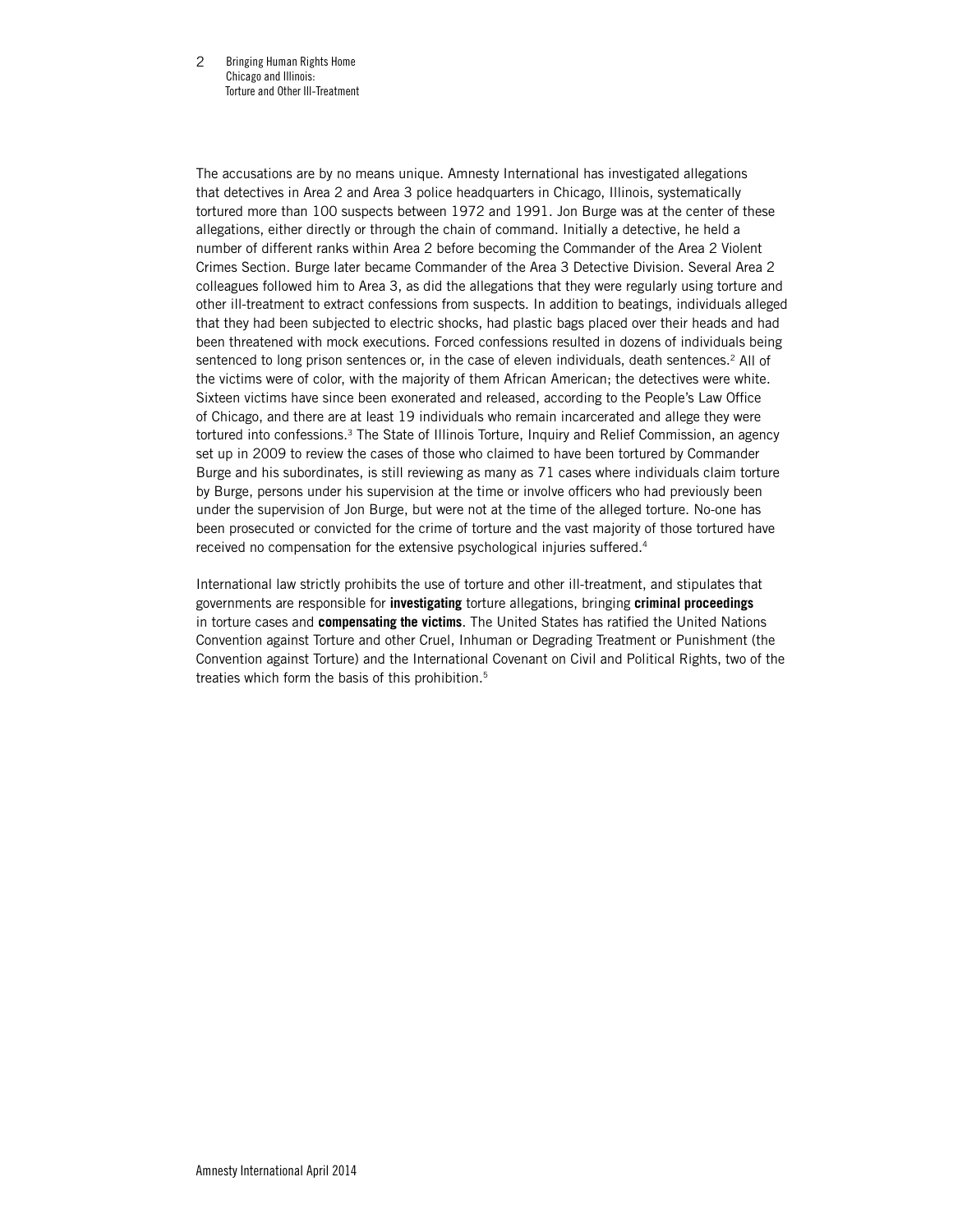The accusations are by no means unique. Amnesty International has investigated allegations that detectives in Area 2 and Area 3 police headquarters in Chicago, Illinois, systematically tortured more than 100 suspects between 1972 and 1991. Jon Burge was at the center of these allegations, either directly or through the chain of command. Initially a detective, he held a number of different ranks within Area 2 before becoming the Commander of the Area 2 Violent Crimes Section. Burge later became Commander of the Area 3 Detective Division. Several Area 2 colleagues followed him to Area 3, as did the allegations that they were regularly using torture and other ill-treatment to extract confessions from suspects. In addition to beatings, individuals alleged that they had been subjected to electric shocks, had plastic bags placed over their heads and had been threatened with mock executions. Forced confessions resulted in dozens of individuals being sentenced to long prison sentences or, in the case of eleven individuals, death sentences.[2] All of the victims were of color, with the majority of them African American; the detectives were white. Sixteen victims have since been exonerated and released, according to the People's Law Office of Chicago, and there are at least 19 individuals who remain incarcerated and allege they were tortured into confessions.[3] The State of Illinois Torture, Inquiry and Relief Commission, an agency set up in 2009 to review the cases of those who claimed to have been tortured by Commander Burge and his subordinates, is still reviewing as many as 71 cases where individuals claim torture by Burge, persons under his supervision at the time or involve officers who had previously been under the supervision of Jon Burge, but were not at the time of the alleged torture. No-one has been prosecuted or convicted for the crime of torture and the vast majority of those tortured have received no compensation for the extensive psychological injuries suffered.[4]

International law strictly prohibits the use of torture and other ill-treatment, and stipulates that governments are responsible for **investigating** torture allegations, bringing **criminal proceedings** in torture cases and **compensating the victims**. The United States has ratified the United Nations Convention against Torture and other Cruel, Inhuman or Degrading Treatment or Punishment (the Convention against Torture) and the International Covenant on Civil and Political Rights, two of the treaties which form the basis of this prohibition.[5]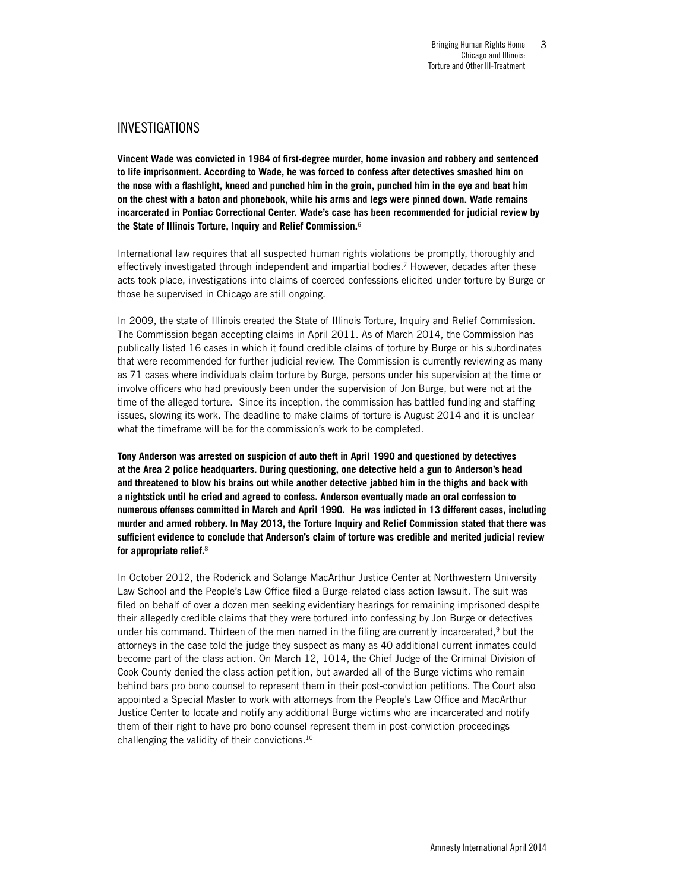## INVESTIGATIONS

**Vincent Wade was convicted in 1984 of first-degree murder, home invasion and robbery and sentenced to life imprisonment. According to Wade, he was forced to confess after detectives smashed him on the nose with a flashlight, kneed and punched him in the groin, punched him in the eye and beat him on the chest with a baton and phonebook, while his arms and legs were pinned down. Wade remains incarcerated in Pontiac Correctional Center. Wade's case has been recommended for judicial review by the State of Illinois Torture, Inquiry and Relief Commission.**[6]

International law requires that all suspected human rights violations be promptly, thoroughly and effectively investigated through independent and impartial bodies.[7] However, decades after these acts took place, investigations into claims of coerced confessions elicited under torture by Burge or those he supervised in Chicago are still ongoing.

In 2009, the state of Illinois created the State of Illinois Torture, Inquiry and Relief Commission. The Commission began accepting claims in April 2011. As of March 2014, the Commission has publically listed 16 cases in which it found credible claims of torture by Burge or his subordinates that were recommended for further judicial review. The Commission is currently reviewing as many as 71 cases where individuals claim torture by Burge, persons under his supervision at the time or involve officers who had previously been under the supervision of Jon Burge, but were not at the time of the alleged torture. Since its inception, the commission has battled funding and staffing issues, slowing its work. The deadline to make claims of torture is August 2014 and it is unclear what the timeframe will be for the commission's work to be completed.

**Tony Anderson was arrested on suspicion of auto theft in April 1990 and questioned by detectives at the Area 2 police headquarters. During questioning, one detective held a gun to Anderson's head and threatened to blow his brains out while another detective jabbed him in the thighs and back with a nightstick until he cried and agreed to confess. Anderson eventually made an oral confession to numerous offenses committed in March and April 1990. He was indicted in 13 different cases, including murder and armed robbery. In May 2013, the Torture Inquiry and Relief Commission stated that there was sufficient evidence to conclude that Anderson's claim of torture was credible and merited judicial review for appropriate relief.**[8]

In October 2012, the Roderick and Solange MacArthur Justice Center at Northwestern University Law School and the People's Law Office filed a Burge-related class action lawsuit. The suit was filed on behalf of over a dozen men seeking evidentiary hearings for remaining imprisoned despite their allegedly credible claims that they were tortured into confessing by Jon Burge or detectives under his command. Thirteen of the men named in the filing are currently incarcerated,[9] but the attorneys in the case told the judge they suspect as many as 40 additional current inmates could become part of the class action. On March 12, 1014, the Chief Judge of the Criminal Division of Cook County denied the class action petition, but awarded all of the Burge victims who remain behind bars pro bono counsel to represent them in their post-conviction petitions. The Court also appointed a Special Master to work with attorneys from the People's Law Office and MacArthur Justice Center to locate and notify any additional Burge victims who are incarcerated and notify them of their right to have pro bono counsel represent them in post-conviction proceedings challenging the validity of their convictions.[10]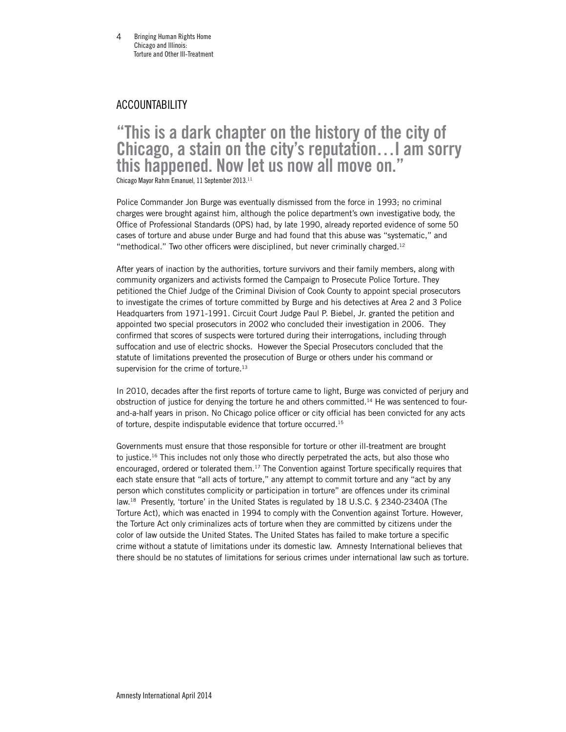## ACCOUNTABILITY

### "This is a dark chapter on the history of the city of Chicago, a stain on the city's reputation…I am sorry this happened. Now let us now all move on."

Chicago Mayor Rahm Emanuel, 11 September 2013.[11]

Police Commander Jon Burge was eventually dismissed from the force in 1993; no criminal charges were brought against him, although the police department's own investigative body, the Office of Professional Standards (OPS) had, by late 1990, already reported evidence of some 50 cases of torture and abuse under Burge and had found that this abuse was "systematic," and "methodical." Two other officers were disciplined, but never criminally charged.[12]

After years of inaction by the authorities, torture survivors and their family members, along with community organizers and activists formed the Campaign to Prosecute Police Torture. They petitioned the Chief Judge of the Criminal Division of Cook County to appoint special prosecutors to investigate the crimes of torture committed by Burge and his detectives at Area 2 and 3 Police Headquarters from 1971-1991. Circuit Court Judge Paul P. Biebel, Jr. granted the petition and appointed two special prosecutors in 2002 who concluded their investigation in 2006. They confirmed that scores of suspects were tortured during their interrogations, including through suffocation and use of electric shocks. However the Special Prosecutors concluded that the statute of limitations prevented the prosecution of Burge or others under his command or supervision for the crime of torture.[13]

In 2010, decades after the first reports of torture came to light, Burge was convicted of perjury and obstruction of justice for denying the torture he and others committed.[14] He was sentenced to four-and-a-half years in prison. No Chicago police officer or city official has been convicted for any acts of torture, despite indisputable evidence that torture occurred.[15]

Governments must ensure that those responsible for torture or other ill-treatment are brought to justice.[16] This includes not only those who directly perpetrated the acts, but also those who encouraged, ordered or tolerated them.[17] The Convention against Torture specifically requires that each state ensure that "all acts of torture," any attempt to commit torture and any "act by any person which constitutes complicity or participation in torture" are offences under its criminal law.[18] Presently, 'torture' in the United States is regulated by 18 U.S.C. § 2340-2340A (The Torture Act), which was enacted in 1994 to comply with the Convention against Torture. However, the Torture Act only criminalizes acts of torture when they are committed by citizens under the color of law outside the United States. The United States has failed to make torture a specific crime without a statute of limitations under its domestic law. Amnesty International believes that there should be no statutes of limitations for serious crimes under international law such as torture.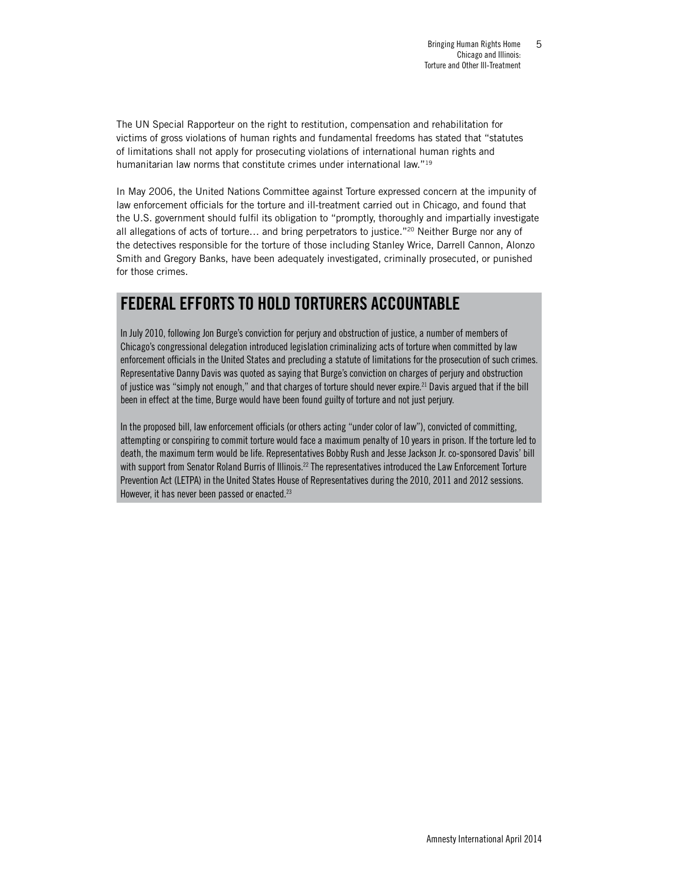The UN Special Rapporteur on the right to restitution, compensation and rehabilitation for victims of gross violations of human rights and fundamental freedoms has stated that "statutes of limitations shall not apply for prosecuting violations of international human rights and humanitarian law norms that constitute crimes under international law."[19]

In May 2006, the United Nations Committee against Torture expressed concern at the impunity of law enforcement officials for the torture and ill-treatment carried out in Chicago, and found that the U.S. government should fulfil its obligation to "promptly, thoroughly and impartially investigate all allegations of acts of torture… and bring perpetrators to justice."[20] Neither Burge nor any of the detectives responsible for the torture of those including Stanley Wrice, Darrell Cannon, Alonzo Smith and Gregory Banks, have been adequately investigated, criminally prosecuted, or punished for those crimes.

## FEDERAL EFFORTS TO HOLD TORTURERS ACCOUNTABLE

In July 2010, following Jon Burge's conviction for perjury and obstruction of justice, a number of members of Chicago's congressional delegation introduced legislation criminalizing acts of torture when committed by law enforcement officials in the United States and precluding a statute of limitations for the prosecution of such crimes. Representative Danny Davis was quoted as saying that Burge's conviction on charges of perjury and obstruction of justice was "simply not enough," and that charges of torture should never expire.[21] Davis argued that if the bill been in effect at the time, Burge would have been found guilty of torture and not just perjury.

In the proposed bill, law enforcement officials (or others acting "under color of law"), convicted of committing, attempting or conspiring to commit torture would face a maximum penalty of 10 years in prison. If the torture led to death, the maximum term would be life. Representatives Bobby Rush and Jesse Jackson Jr. co-sponsored Davis' bill with support from Senator Roland Burris of Illinois.[22] The representatives introduced the Law Enforcement Torture Prevention Act (LETPA) in the United States House of Representatives during the 2010, 2011 and 2012 sessions. However, it has never been passed or enacted.[23]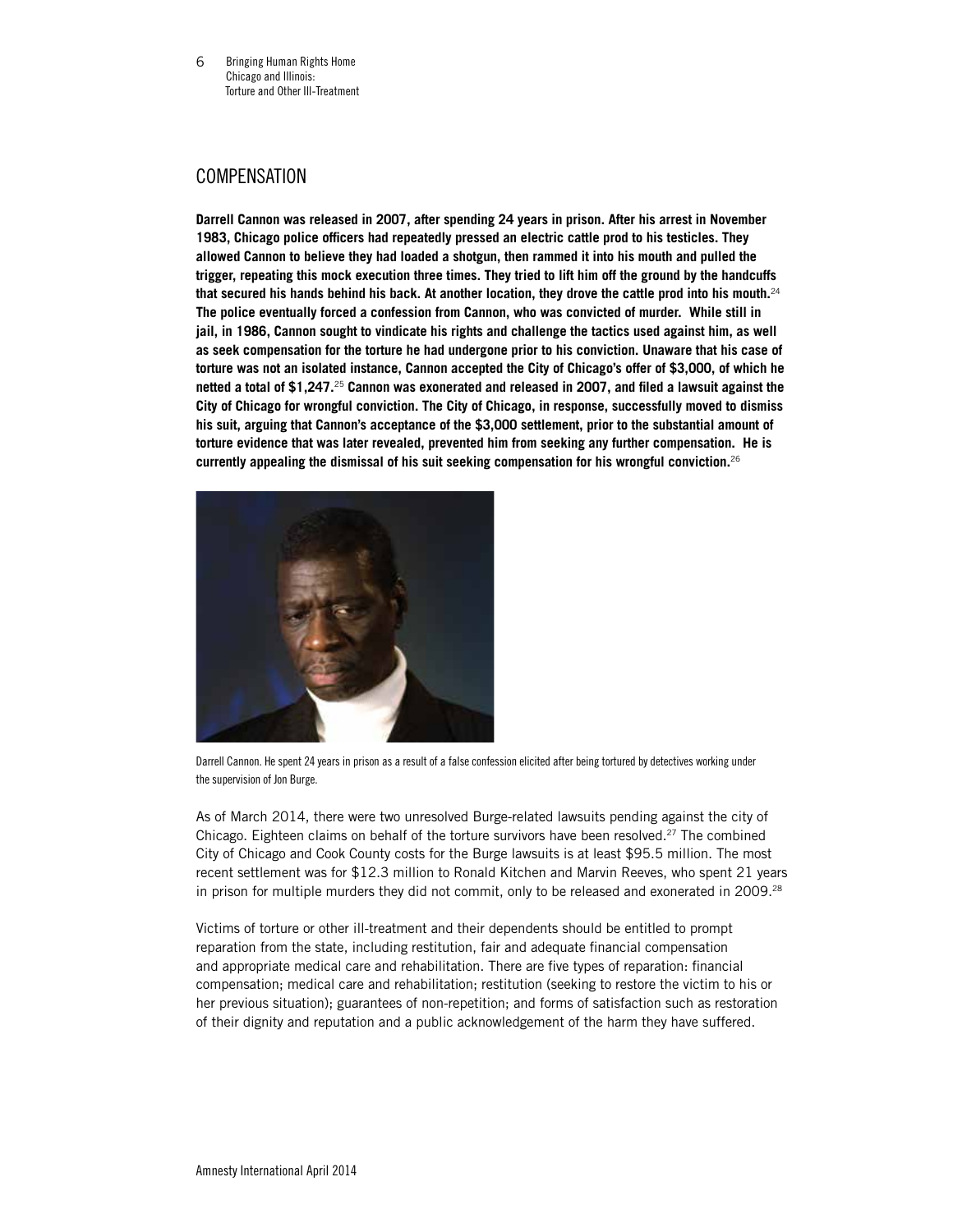## COMPENSATION

**Darrell Cannon was released in 2007, after spending 24 years in prison. After his arrest in November 1983, Chicago police officers had repeatedly pressed an electric cattle prod to his testicles. They allowed Cannon to believe they had loaded a shotgun, then rammed it into his mouth and pulled the trigger, repeating this mock execution three times. They tried to lift him off the ground by the handcuffs that secured his hands behind his back. At another location, they drove the cattle prod into his mouth.[24] The police eventually forced a confession from Cannon, who was convicted of murder. While still in jail, in 1986, Cannon sought to vindicate his rights and challenge the tactics used against him, as well as seek compensation for the torture he had undergone prior to his conviction. Unaware that his case of torture was not an isolated instance, Cannon accepted the City of Chicago's offer of $3,000, of which he netted a total of $1,247.[25] Cannon was exonerated and released in 2007, and filed a lawsuit against the City of Chicago for wrongful conviction. The City of Chicago, in response, successfully moved to dismiss his suit, arguing that Cannon's acceptance of the $3,000 settlement, prior to the substantial amount of torture evidence that was later revealed, prevented him from seeking any further compensation. He is currently appealing the dismissal of his suit seeking compensation for his wrongful conviction.[26]**

Darrell Cannon. He spent 24 years in prison as a result of a false confession elicited after being tortured by detectives working under the supervision of Jon Burge.

As of March 2014, there were two unresolved Burge-related lawsuits pending against the city of Chicago. Eighteen claims on behalf of the torture survivors have been resolved.[27] The combined City of Chicago and Cook County costs for the Burge lawsuits is at least $95.5 million. The most recent settlement was for $12.3 million to Ronald Kitchen and Marvin Reeves, who spent 21 years in prison for multiple murders they did not commit, only to be released and exonerated in 2009.[28]

Victims of torture or other ill-treatment and their dependents should be entitled to prompt reparation from the state, including restitution, fair and adequate financial compensation and appropriate medical care and rehabilitation. There are five types of reparation: financial compensation; medical care and rehabilitation; restitution (seeking to restore the victim to his or her previous situation); guarantees of non-repetition; and forms of satisfaction such as restoration of their dignity and reputation and a public acknowledgement of the harm they have suffered.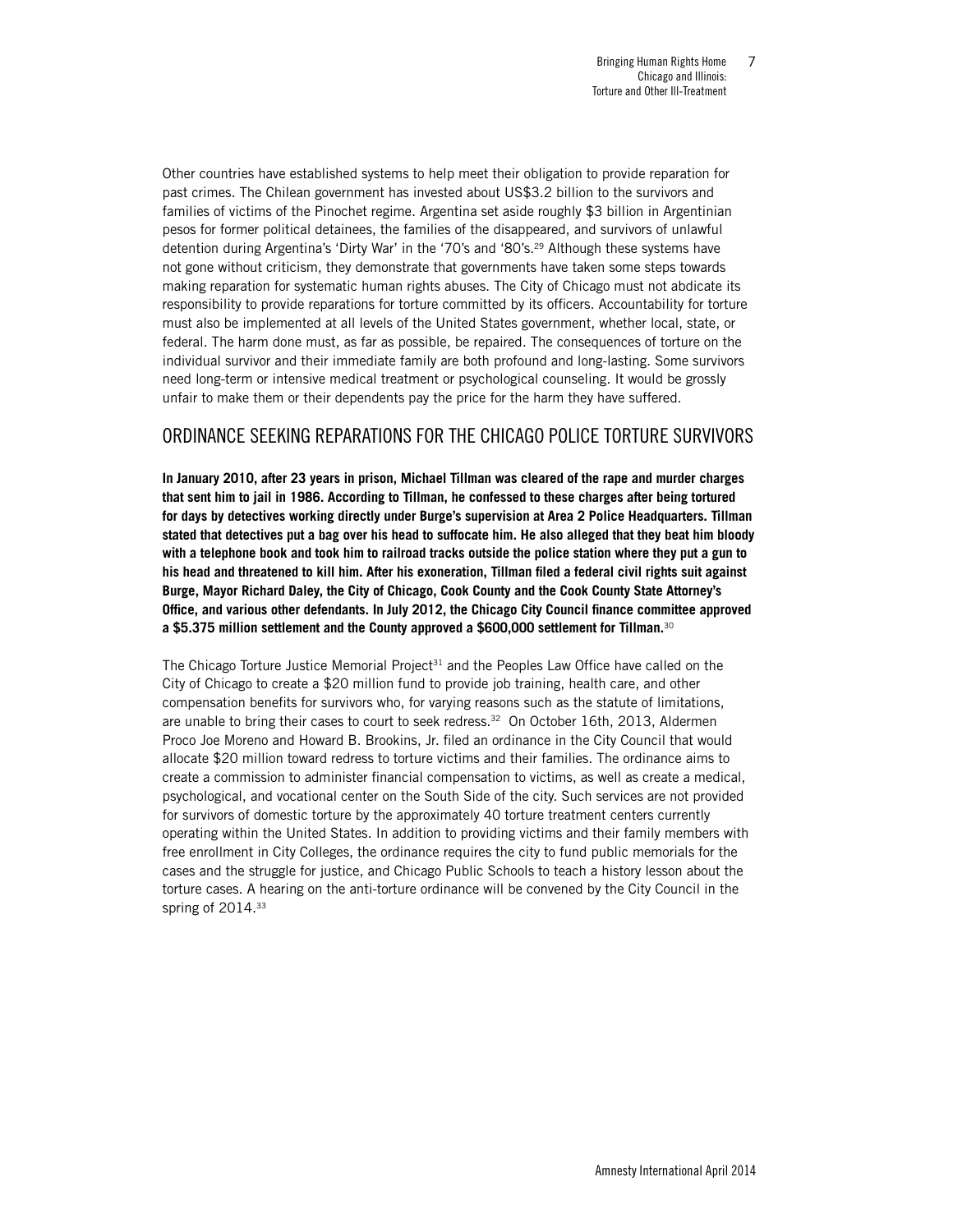Other countries have established systems to help meet their obligation to provide reparation for past crimes. The Chilean government has invested about US$3.2 billion to the survivors and families of victims of the Pinochet regime. Argentina set aside roughly $3 billion in Argentinian pesos for former political detainees, the families of the disappeared, and survivors of unlawful detention during Argentina's 'Dirty War' in the '70's and '80's.[29] Although these systems have not gone without criticism, they demonstrate that governments have taken some steps towards making reparation for systematic human rights abuses. The City of Chicago must not abdicate its responsibility to provide reparations for torture committed by its officers. Accountability for torture must also be implemented at all levels of the United States government, whether local, state, or federal. The harm done must, as far as possible, be repaired. The consequences of torture on the individual survivor and their immediate family are both profound and long-lasting. Some survivors need long-term or intensive medical treatment or psychological counseling. It would be grossly unfair to make them or their dependents pay the price for the harm they have suffered.

## ORDINANCE SEEKING REPARATIONS FOR THE CHICAGO POLICE TORTURE SURVIVORS

**In January 2010, after 23 years in prison, Michael Tillman was cleared of the rape and murder charges that sent him to jail in 1986. According to Tillman, he confessed to these charges after being tortured for days by detectives working directly under Burge's supervision at Area 2 Police Headquarters. Tillman stated that detectives put a bag over his head to suffocate him. He also alleged that they beat him bloody with a telephone book and took him to railroad tracks outside the police station where they put a gun to his head and threatened to kill him. After his exoneration, Tillman filed a federal civil rights suit against Burge, Mayor Richard Daley, the City of Chicago, Cook County and the Cook County State Attorney's Office, and various other defendants. In July 2012, the Chicago City Council finance committee approved a $5.375 million settlement and the County approved a $600,000 settlement for Tillman.**[30]

The Chicago Torture Justice Memorial Project[31] and the Peoples Law Office have called on the City of Chicago to create a $20 million fund to provide job training, health care, and other compensation benefits for survivors who, for varying reasons such as the statute of limitations, are unable to bring their cases to court to seek redress.[32] On October 16th, 2013, Aldermen Proco Joe Moreno and Howard B. Brookins, Jr. filed an ordinance in the City Council that would allocate $20 million toward redress to torture victims and their families. The ordinance aims to create a commission to administer financial compensation to victims, as well as create a medical, psychological, and vocational center on the South Side of the city. Such services are not provided for survivors of domestic torture by the approximately 40 torture treatment centers currently operating within the United States. In addition to providing victims and their family members with free enrollment in City Colleges, the ordinance requires the city to fund public memorials for the cases and the struggle for justice, and Chicago Public Schools to teach a history lesson about the torture cases. A hearing on the anti-torture ordinance will be convened by the City Council in the spring of 2014.[33]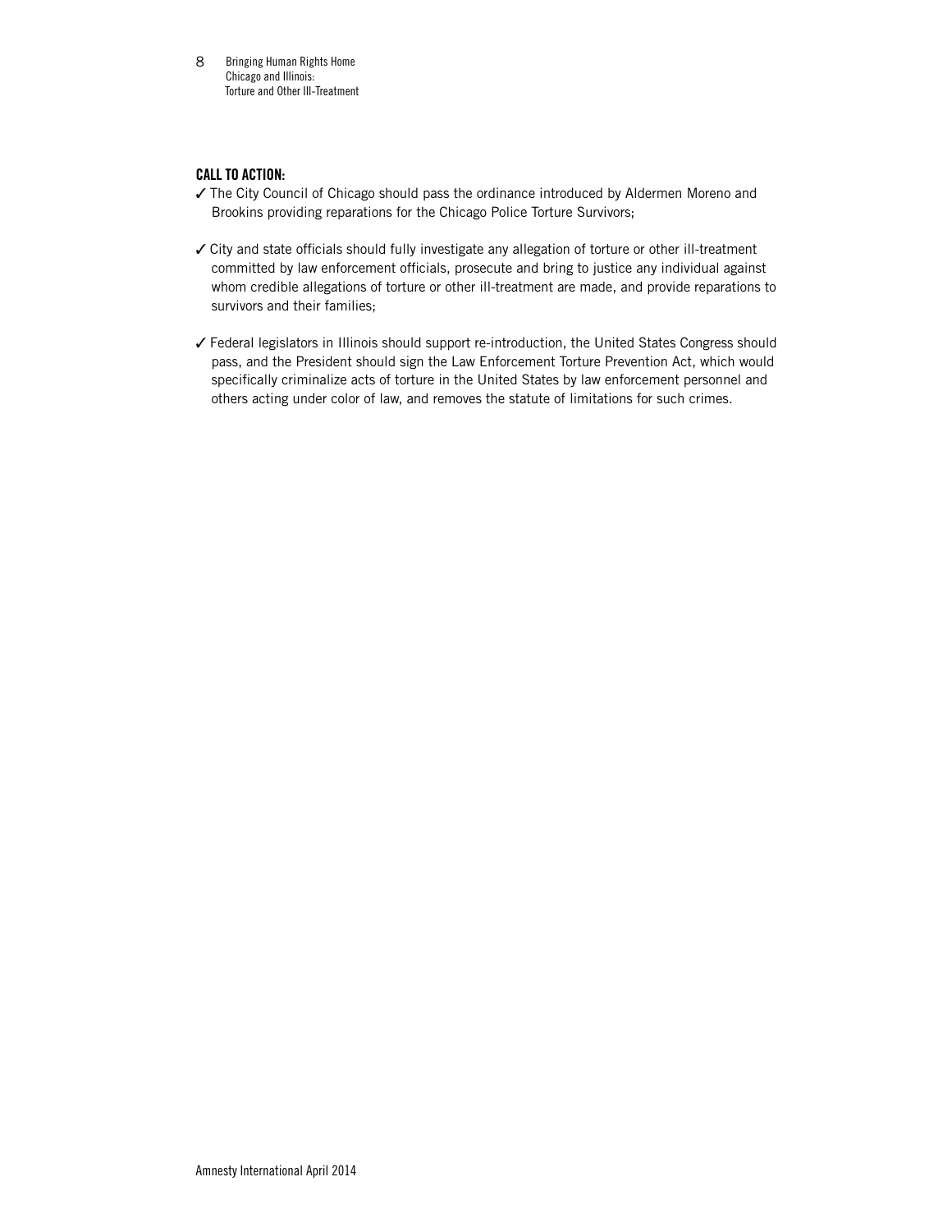**CALL TO ACTION:**

✓ The City Council of Chicago should pass the ordinance introduced by Aldermen Moreno and Brookins providing reparations for the Chicago Police Torture Survivors;

✓ City and state officials should fully investigate any allegation of torture or other ill-treatment committed by law enforcement officials, prosecute and bring to justice any individual against whom credible allegations of torture or other ill-treatment are made, and provide reparations to survivors and their families;

✓ Federal legislators in Illinois should support re-introduction, the United States Congress should pass, and the President should sign the Law Enforcement Torture Prevention Act, which would specifically criminalize acts of torture in the United States by law enforcement personnel and others acting under color of law, and removes the statute of limitations for such crimes.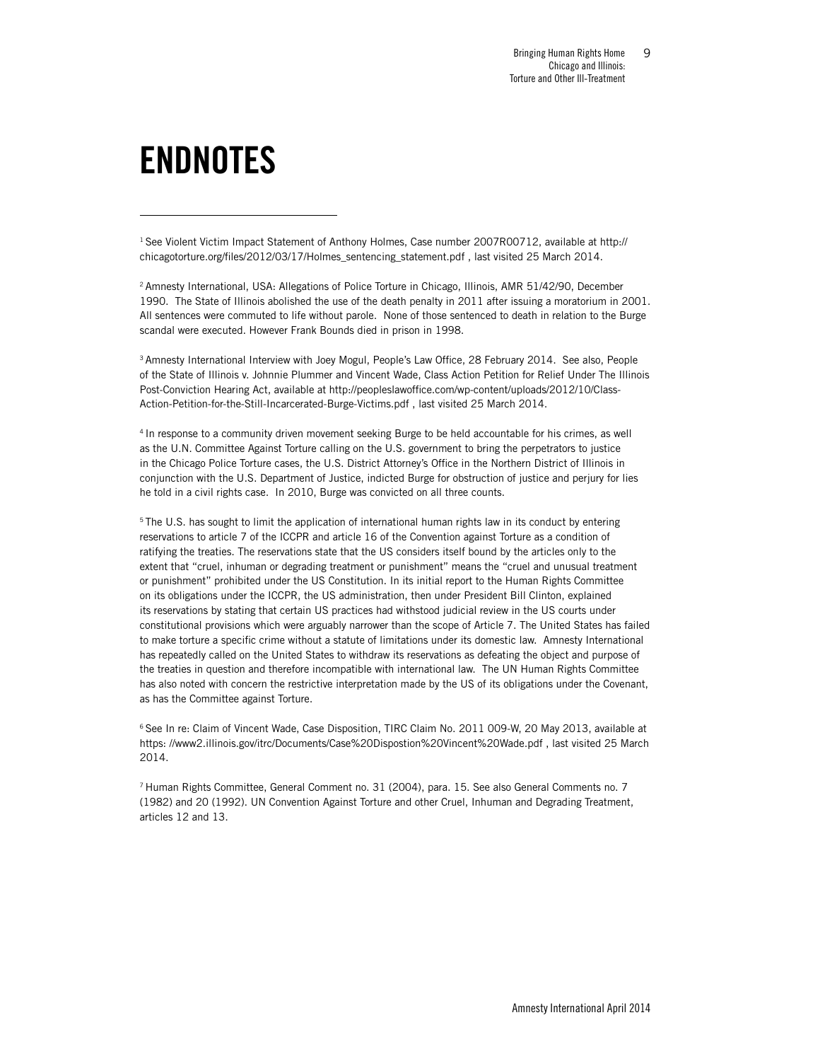# ENDNOTES

[1] See Violent Victim Impact Statement of Anthony Holmes, Case number 2007R00712, available at http://chicagotorture.org/files/2012/03/17/Holmes_sentencing_statement.pdf , last visited 25 March 2014.

[2] Amnesty International, USA: Allegations of Police Torture in Chicago, Illinois, AMR 51/42/90, December 1990. The State of Illinois abolished the use of the death penalty in 2011 after issuing a moratorium in 2001. All sentences were commuted to life without parole. None of those sentenced to death in relation to the Burge scandal were executed. However Frank Bounds died in prison in 1998.

[3] Amnesty International Interview with Joey Mogul, People's Law Office, 28 February 2014. See also, People of the State of Illinois v. Johnnie Plummer and Vincent Wade, Class Action Petition for Relief Under The Illinois Post-Conviction Hearing Act, available at http://peopleslawoffice.com/wp-content/uploads/2012/10/Class-Action-Petition-for-the-Still-Incarcerated-Burge-Victims.pdf , last visited 25 March 2014.

[4] In response to a community driven movement seeking Burge to be held accountable for his crimes, as well as the U.N. Committee Against Torture calling on the U.S. government to bring the perpetrators to justice in the Chicago Police Torture cases, the U.S. District Attorney's Office in the Northern District of Illinois in conjunction with the U.S. Department of Justice, indicted Burge for obstruction of justice and perjury for lies he told in a civil rights case. In 2010, Burge was convicted on all three counts.

[5] The U.S. has sought to limit the application of international human rights law in its conduct by entering reservations to article 7 of the ICCPR and article 16 of the Convention against Torture as a condition of ratifying the treaties. The reservations state that the US considers itself bound by the articles only to the extent that "cruel, inhuman or degrading treatment or punishment" means the "cruel and unusual treatment or punishment" prohibited under the US Constitution. In its initial report to the Human Rights Committee on its obligations under the ICCPR, the US administration, then under President Bill Clinton, explained its reservations by stating that certain US practices had withstood judicial review in the US courts under constitutional provisions which were arguably narrower than the scope of Article 7. The United States has failed to make torture a specific crime without a statute of limitations under its domestic law. Amnesty International has repeatedly called on the United States to withdraw its reservations as defeating the object and purpose of the treaties in question and therefore incompatible with international law. The UN Human Rights Committee has also noted with concern the restrictive interpretation made by the US of its obligations under the Covenant, as has the Committee against Torture.

[6] See In re: Claim of Vincent Wade, Case Disposition, TIRC Claim No. 2011 009-W, 20 May 2013, available at https: //www2.illinois.gov/itrc/Documents/Case%20Dispostion%20Vincent%20Wade.pdf , last visited 25 March 2014.

[7] Human Rights Committee, General Comment no. 31 (2004), para. 15. See also General Comments no. 7 (1982) and 20 (1992). UN Convention Against Torture and other Cruel, Inhuman and Degrading Treatment, articles 12 and 13.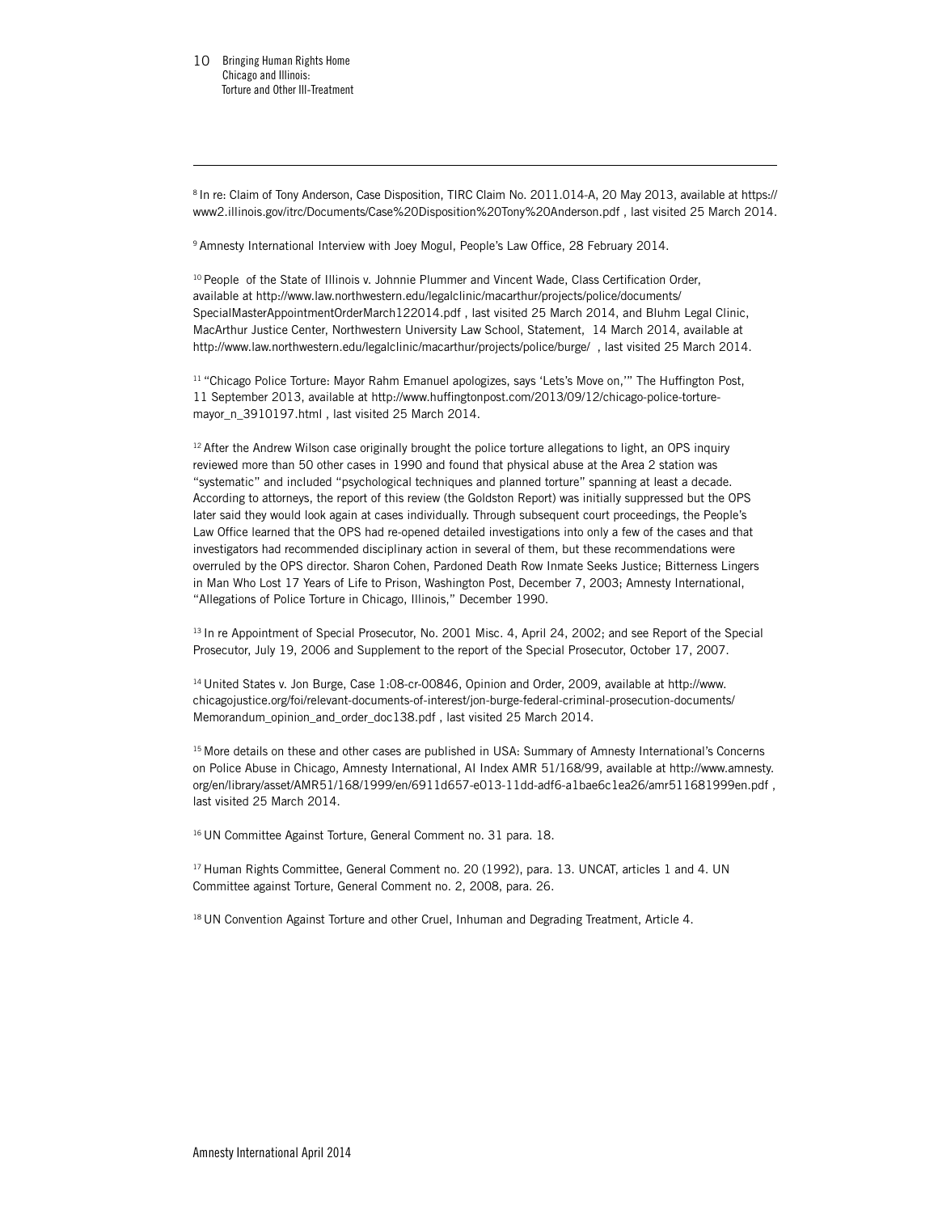[8] In re: Claim of Tony Anderson, Case Disposition, TIRC Claim No. 2011.014-A, 20 May 2013, available at https://www2.illinois.gov/itrc/Documents/Case%20Disposition%20Tony%20Anderson.pdf , last visited 25 March 2014.

[9] Amnesty International Interview with Joey Mogul, People's Law Office, 28 February 2014.

[10] People of the State of Illinois v. Johnnie Plummer and Vincent Wade, Class Certification Order, available at http://www.law.northwestern.edu/legalclinic/macarthur/projects/police/documents/SpecialMasterAppointmentOrderMarch122014.pdf , last visited 25 March 2014, and Bluhm Legal Clinic, MacArthur Justice Center, Northwestern University Law School, Statement, 14 March 2014, available at http://www.law.northwestern.edu/legalclinic/macarthur/projects/police/burge/ , last visited 25 March 2014.

[11] "Chicago Police Torture: Mayor Rahm Emanuel apologizes, says 'Lets's Move on,'" The Huffington Post, 11 September 2013, available at http://www.huffingtonpost.com/2013/09/12/chicago-police-torture-mayor_n_3910197.html , last visited 25 March 2014.

[12] After the Andrew Wilson case originally brought the police torture allegations to light, an OPS inquiry reviewed more than 50 other cases in 1990 and found that physical abuse at the Area 2 station was "systematic" and included "psychological techniques and planned torture" spanning at least a decade. According to attorneys, the report of this review (the Goldston Report) was initially suppressed but the OPS later said they would look again at cases individually. Through subsequent court proceedings, the People's Law Office learned that the OPS had re-opened detailed investigations into only a few of the cases and that investigators had recommended disciplinary action in several of them, but these recommendations were overruled by the OPS director. Sharon Cohen, Pardoned Death Row Inmate Seeks Justice; Bitterness Lingers in Man Who Lost 17 Years of Life to Prison, Washington Post, December 7, 2003; Amnesty International, "Allegations of Police Torture in Chicago, Illinois," December 1990.

[13] In re Appointment of Special Prosecutor, No. 2001 Misc. 4, April 24, 2002; and see Report of the Special Prosecutor, July 19, 2006 and Supplement to the report of the Special Prosecutor, October 17, 2007.

[14] United States v. Jon Burge, Case 1:08-cr-00846, Opinion and Order, 2009, available at http://www.chicagojustice.org/foi/relevant-documents-of-interest/jon-burge-federal-criminal-prosecution-documents/Memorandum_opinion_and_order_doc138.pdf , last visited 25 March 2014.

[15] More details on these and other cases are published in USA: Summary of Amnesty International's Concerns on Police Abuse in Chicago, Amnesty International, AI Index AMR 51/168/99, available at http://www.amnesty.org/en/library/asset/AMR51/168/1999/en/6911d657-e013-11dd-adf6-a1bae6c1ea26/amr511681999en.pdf , last visited 25 March 2014.

[16] UN Committee Against Torture, General Comment no. 31 para. 18.

[17] Human Rights Committee, General Comment no. 20 (1992), para. 13. UNCAT, articles 1 and 4. UN Committee against Torture, General Comment no. 2, 2008, para. 26.

[18] UN Convention Against Torture and other Cruel, Inhuman and Degrading Treatment, Article 4.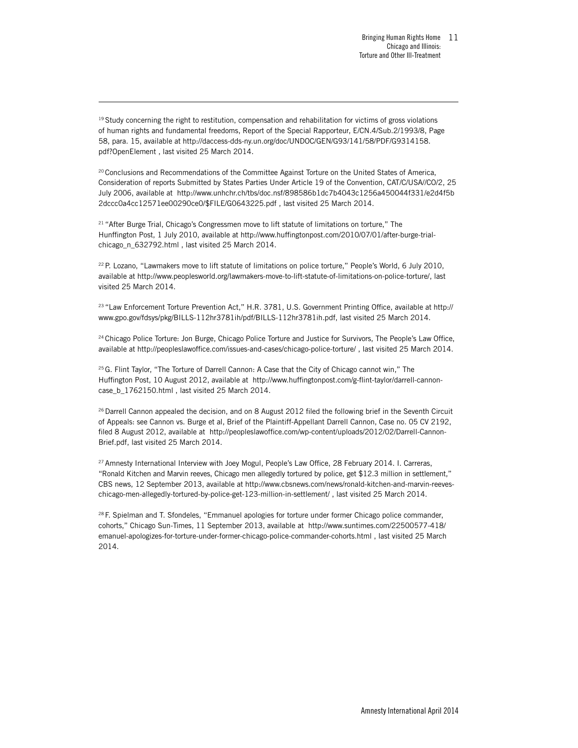[19] Study concerning the right to restitution, compensation and rehabilitation for victims of gross violations of human rights and fundamental freedoms, Report of the Special Rapporteur, E/CN.4/Sub.2/1993/8, Page 58, para. 15, available at http://daccess-dds-ny.un.org/doc/UNDOC/GEN/G93/141/58/PDF/G9314158.pdf?OpenElement , last visited 25 March 2014.

[20] Conclusions and Recommendations of the Committee Against Torture on the United States of America, Consideration of reports Submitted by States Parties Under Article 19 of the Convention, CAT/C/USA//CO/2, 25 July 2006, available at http://www.unhchr.ch/tbs/doc.nsf/898586b1dc7b4043c1256a450044f331/e2d4f5b2dccc0a4cc12571ee00290ce0/$FILE/G0643225.pdf , last visited 25 March 2014.

[21] "After Burge Trial, Chicago's Congressmen move to lift statute of limitations on torture," The Hunffington Post, 1 July 2010, available at http://www.huffingtonpost.com/2010/07/01/after-burge-trial-chicago_n_632792.html , last visited 25 March 2014.

[22] P. Lozano, "Lawmakers move to lift statute of limitations on police torture," People's World, 6 July 2010, available at http://www.peoplesworld.org/lawmakers-move-to-lift-statute-of-limitations-on-police-torture/, last visited 25 March 2014.

[23] "Law Enforcement Torture Prevention Act," H.R. 3781, U.S. Government Printing Office, available at http://www.gpo.gov/fdsys/pkg/BILLS-112hr3781ih/pdf/BILLS-112hr3781ih.pdf, last visited 25 March 2014.

[24] Chicago Police Torture: Jon Burge, Chicago Police Torture and Justice for Survivors, The People's Law Office, available at http://peopleslawoffice.com/issues-and-cases/chicago-police-torture/ , last visited 25 March 2014.

[25] G. Flint Taylor, "The Torture of Darrell Cannon: A Case that the City of Chicago cannot win," The Huffington Post, 10 August 2012, available at http://www.huffingtonpost.com/g-flint-taylor/darrell-cannon-case_b_1762150.html , last visited 25 March 2014.

[26] Darrell Cannon appealed the decision, and on 8 August 2012 filed the following brief in the Seventh Circuit of Appeals: see Cannon vs. Burge et al, Brief of the Plaintiff-Appellant Darrell Cannon, Case no. 05 CV 2192, filed 8 August 2012, available at http://peopleslawoffice.com/wp-content/uploads/2012/02/Darrell-Cannon-Brief.pdf, last visited 25 March 2014.

[27] Amnesty International Interview with Joey Mogul, People's Law Office, 28 February 2014. I. Carreras, "Ronald Kitchen and Marvin reeves, Chicago men allegedly tortured by police, get $12.3 million in settlement," CBS news, 12 September 2013, available at http://www.cbsnews.com/news/ronald-kitchen-and-marvin-reeves-chicago-men-allegedly-tortured-by-police-get-123-million-in-settlement/ , last visited 25 March 2014.

[28] F. Spielman and T. Sfondeles, "Emmanuel apologies for torture under former Chicago police commander, cohorts," Chicago Sun-Times, 11 September 2013, available at http://www.suntimes.com/22500577-418/emanuel-apologizes-for-torture-under-former-chicago-police-commander-cohorts.html , last visited 25 March 2014.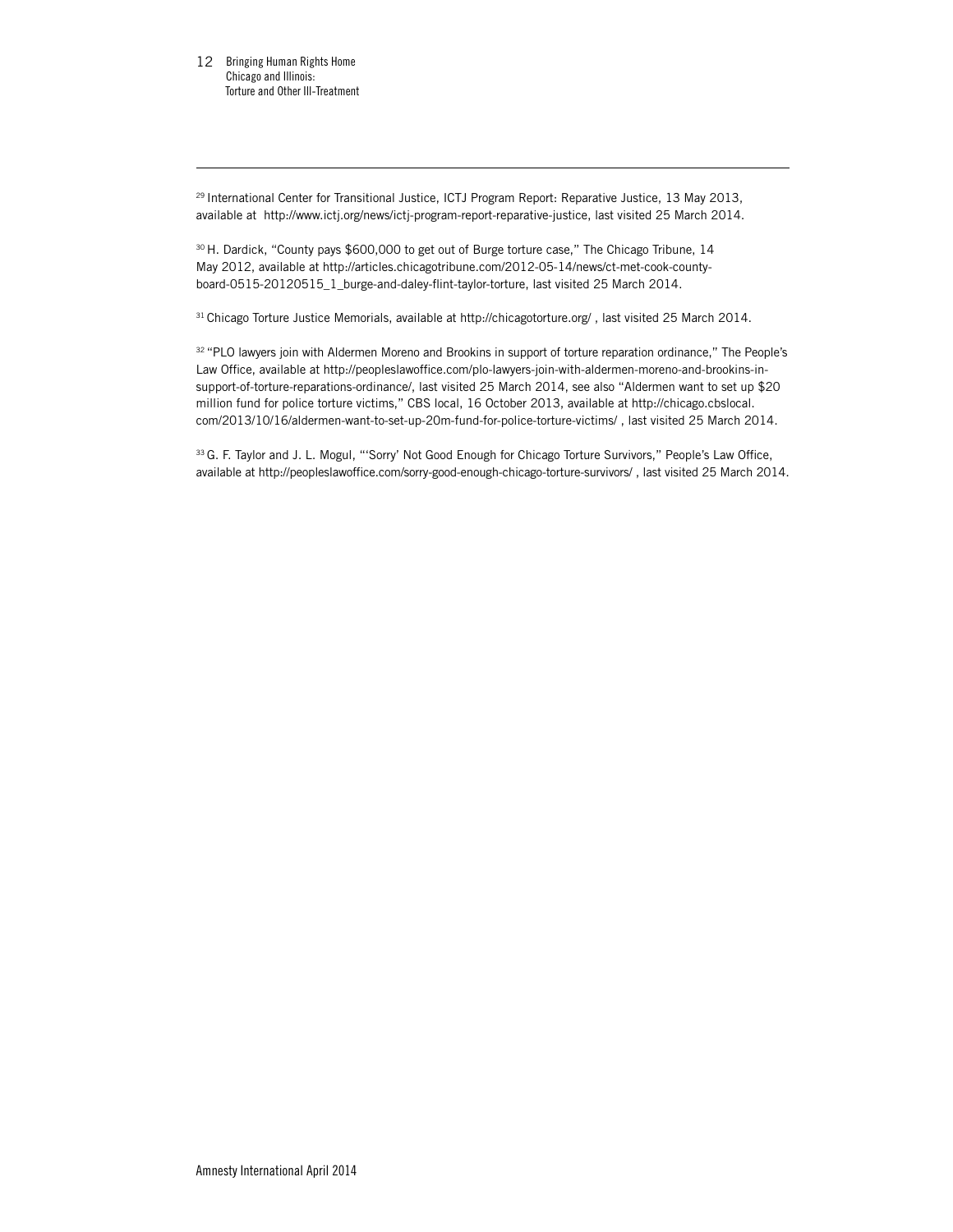[29] International Center for Transitional Justice, ICTJ Program Report: Reparative Justice, 13 May 2013, available at http://www.ictj.org/news/ictj-program-report-reparative-justice, last visited 25 March 2014.

[30] H. Dardick, "County pays $600,000 to get out of Burge torture case," The Chicago Tribune, 14 May 2012, available at http://articles.chicagotribune.com/2012-05-14/news/ct-met-cook-county-board-0515-20120515_1_burge-and-daley-flint-taylor-torture, last visited 25 March 2014.

[31] Chicago Torture Justice Memorials, available at http://chicagotorture.org/ , last visited 25 March 2014.

[32] "PLO lawyers join with Aldermen Moreno and Brookins in support of torture reparation ordinance," The People's Law Office, available at http://peopleslawoffice.com/plo-lawyers-join-with-aldermen-moreno-and-brookins-in-support-of-torture-reparations-ordinance/, last visited 25 March 2014, see also "Aldermen want to set up $20 million fund for police torture victims," CBS local, 16 October 2013, available at http://chicago.cbslocal.com/2013/10/16/aldermen-want-to-set-up-20m-fund-for-police-torture-victims/ , last visited 25 March 2014.

[33] G. F. Taylor and J. L. Mogul, "'Sorry' Not Good Enough for Chicago Torture Survivors," People's Law Office, available at http://peopleslawoffice.com/sorry-good-enough-chicago-torture-survivors/ , last visited 25 March 2014.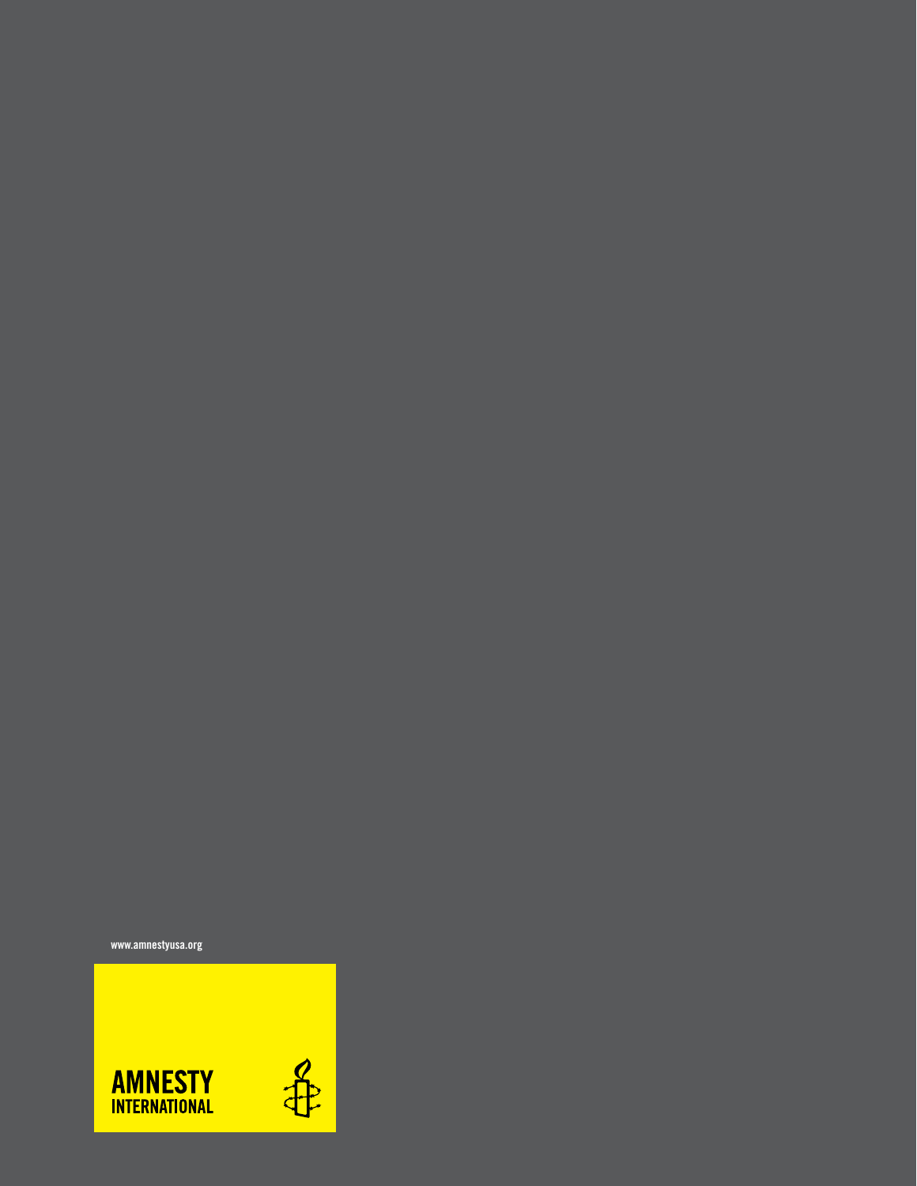www.amnestyusa.org

AMNESTY
INTERNATIONAL